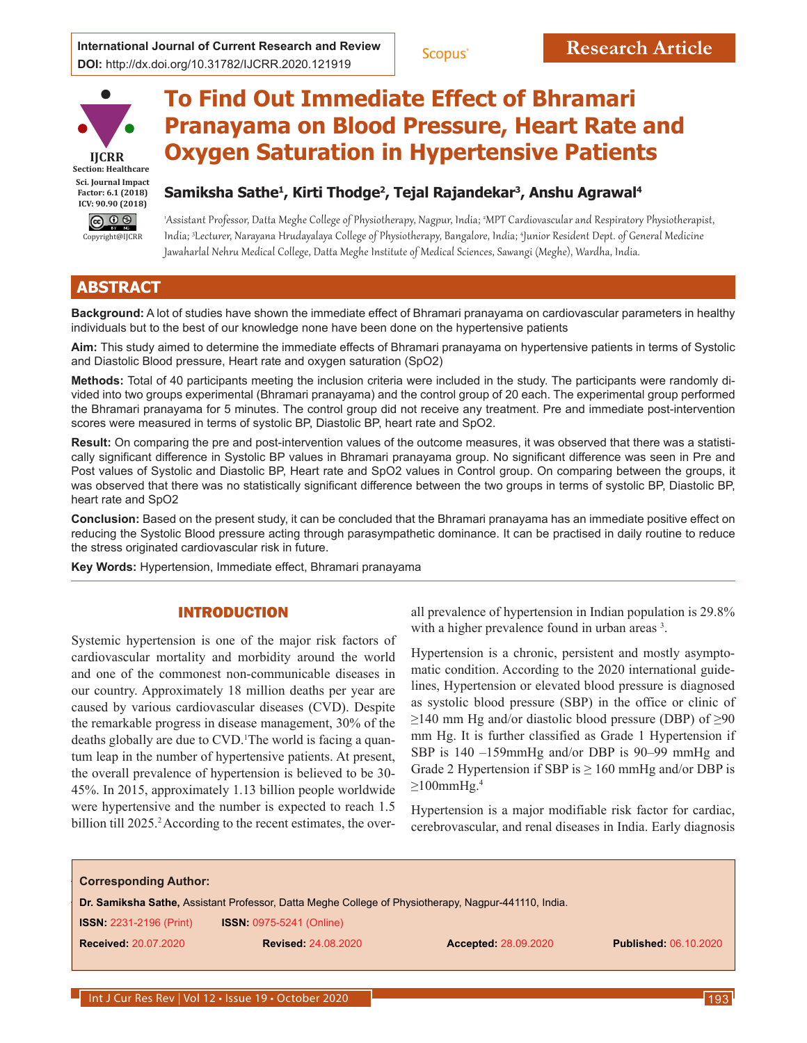**International Journal of Current Research and Review**
**DOI:** http://dx.doi.org/10.31782/IJCRR.2020.121919

**Research Article**

IJCRR
Section: Healthcare
Sci. Journal Impact Factor: 6.1 (2018)
ICV: 90.90 (2018)

Copyright@IJCRR

# To Find Out Immediate Effect of Bhramari Pranayama on Blood Pressure, Heart Rate and Oxygen Saturation in Hypertensive Patients

**Samiksha Sathe[1], Kirti Thodge[2], Tejal Rajandekar[3], Anshu Agrawal[4]**

[1]Assistant Professor, Datta Meghe College of Physiotherapy, Nagpur, India; [2]MPT Cardiovascular and Respiratory Physiotherapist, India; [3]Lecturer, Narayana Hrudayalaya College of Physiotherapy, Bangalore, India; [4]Junior Resident Dept. of General Medicine Jawaharlal Nehru Medical College, Datta Meghe Institute of Medical Sciences, Sawangi (Meghe), Wardha, India.

## ABSTRACT

**Background:** A lot of studies have shown the immediate effect of Bhramari pranayama on cardiovascular parameters in healthy individuals but to the best of our knowledge none have been done on the hypertensive patients

**Aim:** This study aimed to determine the immediate effects of Bhramari pranayama on hypertensive patients in terms of Systolic and Diastolic Blood pressure, Heart rate and oxygen saturation (SpO2)

**Methods:** Total of 40 participants meeting the inclusion criteria were included in the study. The participants were randomly divided into two groups experimental (Bhramari pranayama) and the control group of 20 each. The experimental group performed the Bhramari pranayama for 5 minutes. The control group did not receive any treatment. Pre and immediate post-intervention scores were measured in terms of systolic BP, Diastolic BP, heart rate and SpO2.

**Result:** On comparing the pre and post-intervention values of the outcome measures, it was observed that there was a statistically significant difference in Systolic BP values in Bhramari pranayama group. No significant difference was seen in Pre and Post values of Systolic and Diastolic BP, Heart rate and SpO2 values in Control group. On comparing between the groups, it was observed that there was no statistically significant difference between the two groups in terms of systolic BP, Diastolic BP, heart rate and SpO2

**Conclusion:** Based on the present study, it can be concluded that the Bhramari pranayama has an immediate positive effect on reducing the Systolic Blood pressure acting through parasympathetic dominance. It can be practised in daily routine to reduce the stress originated cardiovascular risk in future.

**Key Words:** Hypertension, Immediate effect, Bhramari pranayama

## INTRODUCTION

Systemic hypertension is one of the major risk factors of cardiovascular mortality and morbidity around the world and one of the commonest non-communicable diseases in our country. Approximately 18 million deaths per year are caused by various cardiovascular diseases (CVD). Despite the remarkable progress in disease management, 30% of the deaths globally are due to CVD.[1] The world is facing a quantum leap in the number of hypertensive patients. At present, the overall prevalence of hypertension is believed to be 30-45%. In 2015, approximately 1.13 billion people worldwide were hypertensive and the number is expected to reach 1.5 billion till 2025.[2] According to the recent estimates, the overall prevalence of hypertension in Indian population is 29.8% with a higher prevalence found in urban areas [3].

Hypertension is a chronic, persistent and mostly asymptomatic condition. According to the 2020 international guidelines, Hypertension or elevated blood pressure is diagnosed as systolic blood pressure (SBP) in the office or clinic of ≥140 mm Hg and/or diastolic blood pressure (DBP) of ≥90 mm Hg. It is further classified as Grade 1 Hypertension if SBP is 140 –159mmHg and/or DBP is 90–99 mmHg and Grade 2 Hypertension if SBP is ≥ 160 mmHg and/or DBP is ≥100mmHg.[4]

Hypertension is a major modifiable risk factor for cardiac, cerebrovascular, and renal diseases in India. Early diagnosis

**Corresponding Author:**

**Dr. Samiksha Sathe,** Assistant Professor, Datta Meghe College of Physiotherapy, Nagpur-441110, India.

**ISSN:** 2231-2196 (Print) **ISSN:** 0975-5241 (Online)

**Received:** 20.07.2020 **Revised:** 24.08.2020 **Accepted:** 28.09.2020 **Published:** 06.10.2020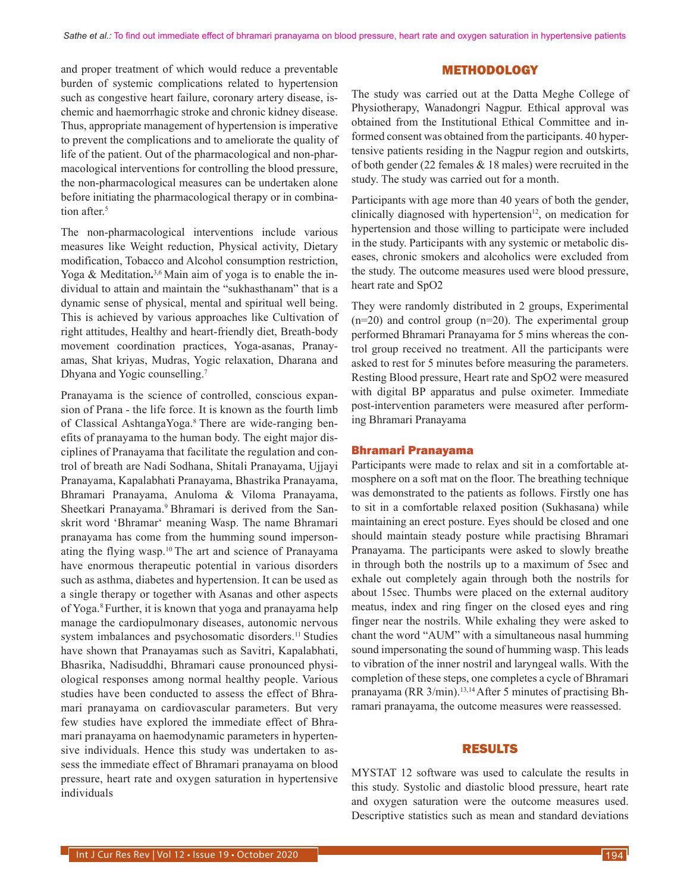and proper treatment of which would reduce a preventable burden of systemic complications related to hypertension such as congestive heart failure, coronary artery disease, ischemic and haemorrhagic stroke and chronic kidney disease. Thus, appropriate management of hypertension is imperative to prevent the complications and to ameliorate the quality of life of the patient. Out of the pharmacological and non-pharmacological interventions for controlling the blood pressure, the non-pharmacological measures can be undertaken alone before initiating the pharmacological therapy or in combination after.[5]

The non-pharmacological interventions include various measures like Weight reduction, Physical activity, Dietary modification, Tobacco and Alcohol consumption restriction, Yoga & Meditation**.**[3,6] Main aim of yoga is to enable the individual to attain and maintain the "sukhasthanam" that is a dynamic sense of physical, mental and spiritual well being. This is achieved by various approaches like Cultivation of right attitudes, Healthy and heart-friendly diet, Breath-body movement coordination practices, Yoga-asanas, Pranayamas, Shat kriyas, Mudras, Yogic relaxation, Dharana and Dhyana and Yogic counselling.[7]

Pranayama is the science of controlled, conscious expansion of Prana - the life force. It is known as the fourth limb of Classical AshtangaYoga.[8] There are wide-ranging benefits of pranayama to the human body. The eight major disciplines of Pranayama that facilitate the regulation and control of breath are Nadi Sodhana, Shitali Pranayama, Ujjayi Pranayama, Kapalabhati Pranayama, Bhastrika Pranayama, Bhramari Pranayama, Anuloma & Viloma Pranayama, Sheetkari Pranayama.[9] Bhramari is derived from the Sanskrit word 'Bhramar' meaning Wasp. The name Bhramari pranayama has come from the humming sound impersonating the flying wasp.[10] The art and science of Pranayama have enormous therapeutic potential in various disorders such as asthma, diabetes and hypertension. It can be used as a single therapy or together with Asanas and other aspects of Yoga.[8] Further, it is known that yoga and pranayama help manage the cardiopulmonary diseases, autonomic nervous system imbalances and psychosomatic disorders.[11] Studies have shown that Pranayamas such as Savitri, Kapalabhati, Bhasrika, Nadisuddhi, Bhramari cause pronounced physiological responses among normal healthy people. Various studies have been conducted to assess the effect of Bhramari pranayama on cardiovascular parameters. But very few studies have explored the immediate effect of Bhramari pranayama on haemodynamic parameters in hypertensive individuals. Hence this study was undertaken to assess the immediate effect of Bhramari pranayama on blood pressure, heart rate and oxygen saturation in hypertensive individuals

## METHODOLOGY

The study was carried out at the Datta Meghe College of Physiotherapy, Wanadongri Nagpur. Ethical approval was obtained from the Institutional Ethical Committee and informed consent was obtained from the participants. 40 hypertensive patients residing in the Nagpur region and outskirts, of both gender (22 females & 18 males) were recruited in the study. The study was carried out for a month.

Participants with age more than 40 years of both the gender, clinically diagnosed with hypertension[12], on medication for hypertension and those willing to participate were included in the study. Participants with any systemic or metabolic diseases, chronic smokers and alcoholics were excluded from the study. The outcome measures used were blood pressure, heart rate and SpO2

They were randomly distributed in 2 groups, Experimental (n=20) and control group (n=20). The experimental group performed Bhramari Pranayama for 5 mins whereas the control group received no treatment. All the participants were asked to rest for 5 minutes before measuring the parameters. Resting Blood pressure, Heart rate and SpO2 were measured with digital BP apparatus and pulse oximeter. Immediate post-intervention parameters were measured after performing Bhramari Pranayama

### Bhramari Pranayama

Participants were made to relax and sit in a comfortable atmosphere on a soft mat on the floor. The breathing technique was demonstrated to the patients as follows. Firstly one has to sit in a comfortable relaxed position (Sukhasana) while maintaining an erect posture. Eyes should be closed and one should maintain steady posture while practising Bhramari Pranayama. The participants were asked to slowly breathe in through both the nostrils up to a maximum of 5sec and exhale out completely again through both the nostrils for about 15sec. Thumbs were placed on the external auditory meatus, index and ring finger on the closed eyes and ring finger near the nostrils. While exhaling they were asked to chant the word "AUM" with a simultaneous nasal humming sound impersonating the sound of humming wasp. This leads to vibration of the inner nostril and laryngeal walls. With the completion of these steps, one completes a cycle of Bhramari pranayama (RR 3/min).[13,14] After 5 minutes of practising Bhramari pranayama, the outcome measures were reassessed.

## RESULTS

MYSTAT 12 software was used to calculate the results in this study. Systolic and diastolic blood pressure, heart rate and oxygen saturation were the outcome measures used. Descriptive statistics such as mean and standard deviations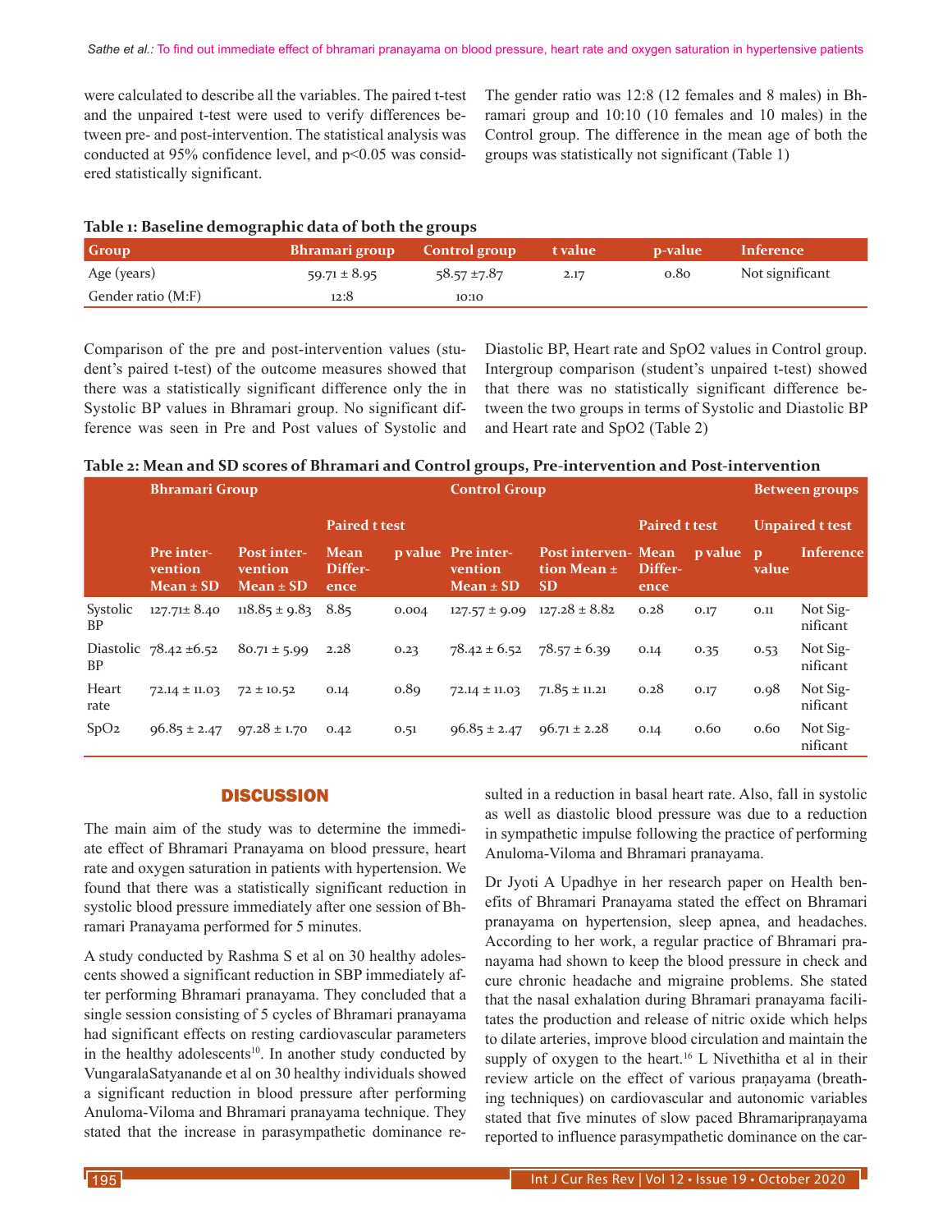were calculated to describe all the variables. The paired t-test and the unpaired t-test were used to verify differences between pre- and post-intervention. The statistical analysis was conducted at 95% confidence level, and p<0.05 was considered statistically significant.

The gender ratio was 12:8 (12 females and 8 males) in Bhramari group and 10:10 (10 females and 10 males) in the Control group. The difference in the mean age of both the groups was statistically not significant (Table 1)

**Table 1: Baseline demographic data of both the groups**

| Group | Bhramari group | Control group | t value | p-value | Inference |
|---|---|---|---|---|---|
| Age (years) | 59.71 ± 8.95 | 58.57 ±7.87 | 2.17 | 0.80 | Not significant |
| Gender ratio (M:F) | 12:8 | 10:10 | | | |

Comparison of the pre and post-intervention values (student's paired t-test) of the outcome measures showed that there was a statistically significant difference only the in Systolic BP values in Bhramari group. No significant difference was seen in Pre and Post values of Systolic and Diastolic BP, Heart rate and SpO2 values in Control group. Intergroup comparison (student's unpaired t-test) showed that there was no statistically significant difference between the two groups in terms of Systolic and Diastolic BP and Heart rate and SpO2 (Table 2)

**Table 2: Mean and SD scores of Bhramari and Control groups, Pre-intervention and Post-intervention**

| | Bhramari Group | | | | Control Group | | | | Between groups | |
|---|---|---|---|---|---|---|---|---|---|---|
| | | | Paired t test | | | | Paired t test | | Unpaired t test | |
| | Pre intervention Mean ± SD | Post intervention Mean ± SD | Mean Difference | p value | Pre intervention Mean ± SD | Post intervention Mean ± SD | Mean Difference | p value | p value | Inference |
| Systolic BP | 127.71± 8.40 | 118.85 ± 9.83 | 8.85 | 0.004 | 127.57 ± 9.09 | 127.28 ± 8.82 | 0.28 | 0.17 | 0.11 | Not Significant |
| Diastolic BP | 78.42 ±6.52 | 80.71 ± 5.99 | 2.28 | 0.23 | 78.42 ± 6.52 | 78.57 ± 6.39 | 0.14 | 0.35 | 0.53 | Not Significant |
| Heart rate | 72.14 ± 11.03 | 72 ± 10.52 | 0.14 | 0.89 | 72.14 ± 11.03 | 71.85 ± 11.21 | 0.28 | 0.17 | 0.98 | Not Significant |
| SpO2 | 96.85 ± 2.47 | 97.28 ± 1.70 | 0.42 | 0.51 | 96.85 ± 2.47 | 96.71 ± 2.28 | 0.14 | 0.60 | 0.60 | Not Significant |

## DISCUSSION

The main aim of the study was to determine the immediate effect of Bhramari Pranayama on blood pressure, heart rate and oxygen saturation in patients with hypertension. We found that there was a statistically significant reduction in systolic blood pressure immediately after one session of Bhramari Pranayama performed for 5 minutes.

A study conducted by Rashma S et al on 30 healthy adolescents showed a significant reduction in SBP immediately after performing Bhramari pranayama. They concluded that a single session consisting of 5 cycles of Bhramari pranayama had significant effects on resting cardiovascular parameters in the healthy adolescents[10]. In another study conducted by VungaralaSatyanande et al on 30 healthy individuals showed a significant reduction in blood pressure after performing Anuloma-Viloma and Bhramari pranayama technique. They stated that the increase in parasympathetic dominance resulted in a reduction in basal heart rate. Also, fall in systolic as well as diastolic blood pressure was due to a reduction in sympathetic impulse following the practice of performing Anuloma-Viloma and Bhramari pranayama.

Dr Jyoti A Upadhye in her research paper on Health benefits of Bhramari Pranayama stated the effect on Bhramari pranayama on hypertension, sleep apnea, and headaches. According to her work, a regular practice of Bhramari pranayama had shown to keep the blood pressure in check and cure chronic headache and migraine problems. She stated that the nasal exhalation during Bhramari pranayama facilitates the production and release of nitric oxide which helps to dilate arteries, improve blood circulation and maintain the supply of oxygen to the heart.[16] L Nivethitha et al in their review article on the effect of various praṇayama (breathing techniques) on cardiovascular and autonomic variables stated that five minutes of slow paced Bhramaripraṇayama reported to influence parasympathetic dominance on the car-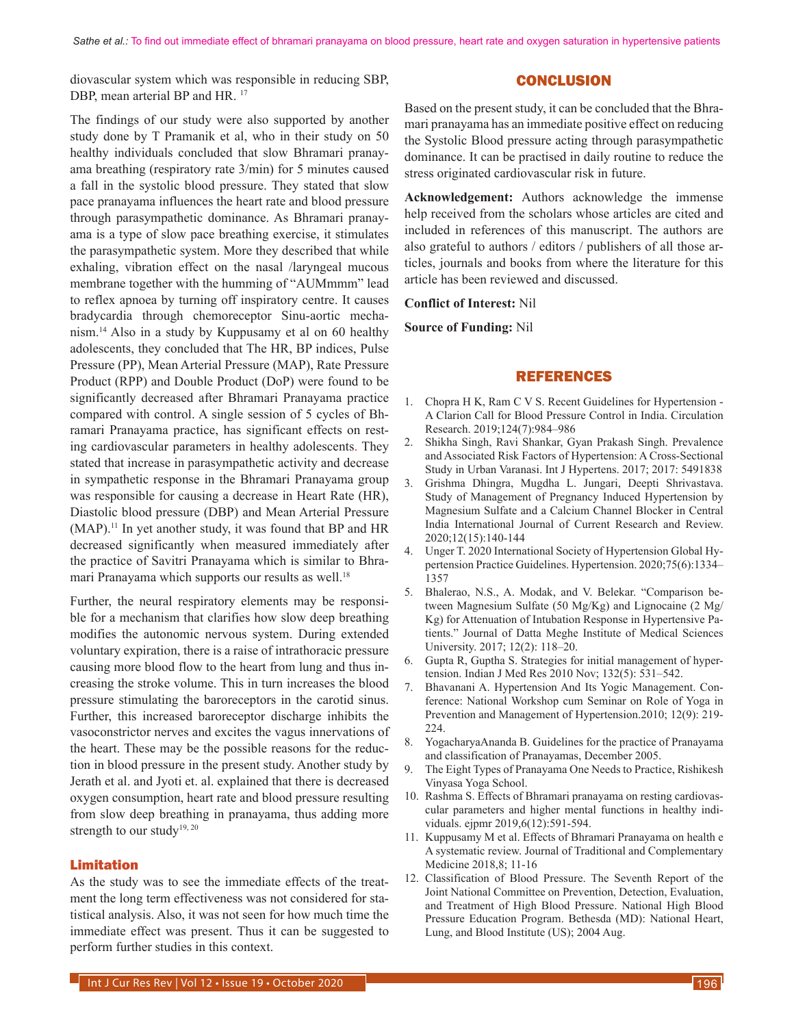diovascular system which was responsible in reducing SBP, DBP, mean arterial BP and HR. [17]

The findings of our study were also supported by another study done by T Pramanik et al, who in their study on 50 healthy individuals concluded that slow Bhramari pranayama breathing (respiratory rate 3/min) for 5 minutes caused a fall in the systolic blood pressure. They stated that slow pace pranayama influences the heart rate and blood pressure through parasympathetic dominance. As Bhramari pranayama is a type of slow pace breathing exercise, it stimulates the parasympathetic system. More they described that while exhaling, vibration effect on the nasal /laryngeal mucous membrane together with the humming of "AUMmmm" lead to reflex apnoea by turning off inspiratory centre. It causes bradycardia through chemoreceptor Sinu-aortic mechanism.[14] Also in a study by Kuppusamy et al on 60 healthy adolescents, they concluded that The HR, BP indices, Pulse Pressure (PP), Mean Arterial Pressure (MAP), Rate Pressure Product (RPP) and Double Product (DoP) were found to be significantly decreased after Bhramari Pranayama practice compared with control. A single session of 5 cycles of Bhramari Pranayama practice, has significant effects on resting cardiovascular parameters in healthy adolescents. They stated that increase in parasympathetic activity and decrease in sympathetic response in the Bhramari Pranayama group was responsible for causing a decrease in Heart Rate (HR), Diastolic blood pressure (DBP) and Mean Arterial Pressure (MAP).[11] In yet another study, it was found that BP and HR decreased significantly when measured immediately after the practice of Savitri Pranayama which is similar to Bhramari Pranayama which supports our results as well.[18]

Further, the neural respiratory elements may be responsible for a mechanism that clarifies how slow deep breathing modifies the autonomic nervous system. During extended voluntary expiration, there is a raise of intrathoracic pressure causing more blood flow to the heart from lung and thus increasing the stroke volume. This in turn increases the blood pressure stimulating the baroreceptors in the carotid sinus. Further, this increased baroreceptor discharge inhibits the vasoconstrictor nerves and excites the vagus innervations of the heart. These may be the possible reasons for the reduction in blood pressure in the present study. Another study by Jerath et al. and Jyoti et. al. explained that there is decreased oxygen consumption, heart rate and blood pressure resulting from slow deep breathing in pranayama, thus adding more strength to our study[19, 20]

### Limitation

As the study was to see the immediate effects of the treatment the long term effectiveness was not considered for statistical analysis. Also, it was not seen for how much time the immediate effect was present. Thus it can be suggested to perform further studies in this context.

## CONCLUSION

Based on the present study, it can be concluded that the Bhramari pranayama has an immediate positive effect on reducing the Systolic Blood pressure acting through parasympathetic dominance. It can be practised in daily routine to reduce the stress originated cardiovascular risk in future.

**Acknowledgement:** Authors acknowledge the immense help received from the scholars whose articles are cited and included in references of this manuscript. The authors are also grateful to authors / editors / publishers of all those articles, journals and books from where the literature for this article has been reviewed and discussed.

**Conflict of Interest:** Nil

**Source of Funding:** Nil

## REFERENCES

1. Chopra H K, Ram C V S. Recent Guidelines for Hypertension - A Clarion Call for Blood Pressure Control in India. Circulation Research. 2019;124(7):984–986
2. Shikha Singh, Ravi Shankar, Gyan Prakash Singh. Prevalence and Associated Risk Factors of Hypertension: A Cross-Sectional Study in Urban Varanasi. Int J Hypertens. 2017; 2017: 5491838
3. Grishma Dhingra, Mugdha L. Jungari, Deepti Shrivastava. Study of Management of Pregnancy Induced Hypertension by Magnesium Sulfate and a Calcium Channel Blocker in Central India International Journal of Current Research and Review. 2020;12(15):140-144
4. Unger T. 2020 International Society of Hypertension Global Hypertension Practice Guidelines. Hypertension. 2020;75(6):1334–1357
5. Bhalerao, N.S., A. Modak, and V. Belekar. "Comparison between Magnesium Sulfate (50 Mg/Kg) and Lignocaine (2 Mg/Kg) for Attenuation of Intubation Response in Hypertensive Patients." Journal of Datta Meghe Institute of Medical Sciences University. 2017; 12(2): 118–20.
6. Gupta R, Guptha S. Strategies for initial management of hypertension. Indian J Med Res 2010 Nov; 132(5): 531–542.
7. Bhavanani A. Hypertension And Its Yogic Management. Conference: National Workshop cum Seminar on Role of Yoga in Prevention and Management of Hypertension.2010; 12(9): 219-224.
8. YogacharyaAnanda B. Guidelines for the practice of Pranayama and classification of Pranayamas, December 2005.
9. The Eight Types of Pranayama One Needs to Practice, Rishikesh Vinyasa Yoga School.
10. Rashma S. Effects of Bhramari pranayama on resting cardiovascular parameters and higher mental functions in healthy individuals. ejpmr 2019,6(12):591-594.
11. Kuppusamy M et al. Effects of Bhramari Pranayama on health e A systematic review. Journal of Traditional and Complementary Medicine 2018,8; 11-16
12. Classification of Blood Pressure. The Seventh Report of the Joint National Committee on Prevention, Detection, Evaluation, and Treatment of High Blood Pressure. National High Blood Pressure Education Program. Bethesda (MD): National Heart, Lung, and Blood Institute (US); 2004 Aug.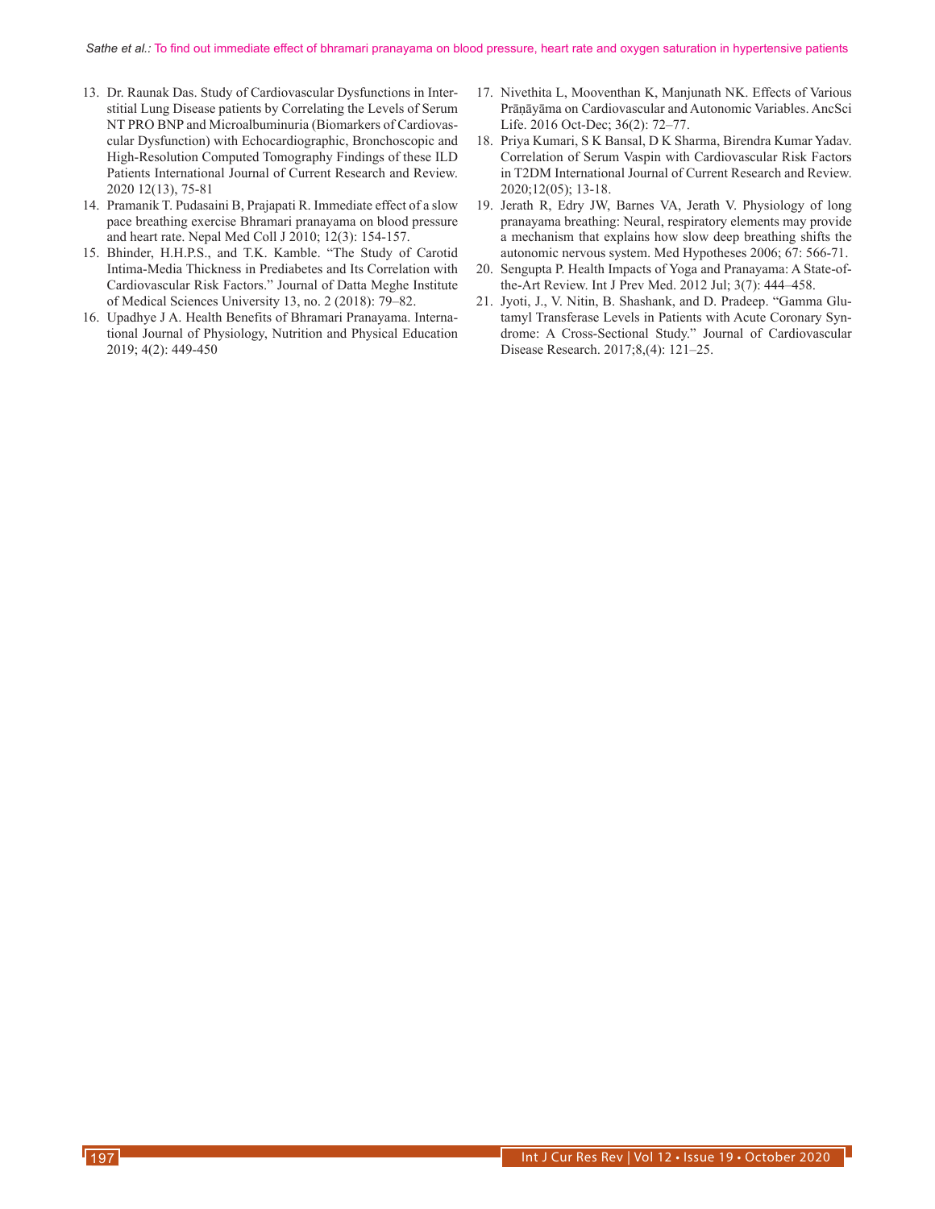13. Dr. Raunak Das. Study of Cardiovascular Dysfunctions in Interstitial Lung Disease patients by Correlating the Levels of Serum NT PRO BNP and Microalbuminuria (Biomarkers of Cardiovascular Dysfunction) with Echocardiographic, Bronchoscopic and High-Resolution Computed Tomography Findings of these ILD Patients International Journal of Current Research and Review. 2020 12(13), 75-81
14. Pramanik T. Pudasaini B, Prajapati R. Immediate effect of a slow pace breathing exercise Bhramari pranayama on blood pressure and heart rate. Nepal Med Coll J 2010; 12(3): 154-157.
15. Bhinder, H.H.P.S., and T.K. Kamble. "The Study of Carotid Intima-Media Thickness in Prediabetes and Its Correlation with Cardiovascular Risk Factors." Journal of Datta Meghe Institute of Medical Sciences University 13, no. 2 (2018): 79–82.
16. Upadhye J A. Health Benefits of Bhramari Pranayama. International Journal of Physiology, Nutrition and Physical Education 2019; 4(2): 449-450
17. Nivethita L, Mooventhan K, Manjunath NK. Effects of Various Prāṇāyāma on Cardiovascular and Autonomic Variables. AncSci Life. 2016 Oct-Dec; 36(2): 72–77.
18. Priya Kumari, S K Bansal, D K Sharma, Birendra Kumar Yadav. Correlation of Serum Vaspin with Cardiovascular Risk Factors in T2DM International Journal of Current Research and Review. 2020;12(05); 13-18.
19. Jerath R, Edry JW, Barnes VA, Jerath V. Physiology of long pranayama breathing: Neural, respiratory elements may provide a mechanism that explains how slow deep breathing shifts the autonomic nervous system. Med Hypotheses 2006; 67: 566-71.
20. Sengupta P. Health Impacts of Yoga and Pranayama: A State-of-the-Art Review. Int J Prev Med. 2012 Jul; 3(7): 444–458.
21. Jyoti, J., V. Nitin, B. Shashank, and D. Pradeep. "Gamma Glutamyl Transferase Levels in Patients with Acute Coronary Syndrome: A Cross-Sectional Study." Journal of Cardiovascular Disease Research. 2017;8,(4): 121–25.